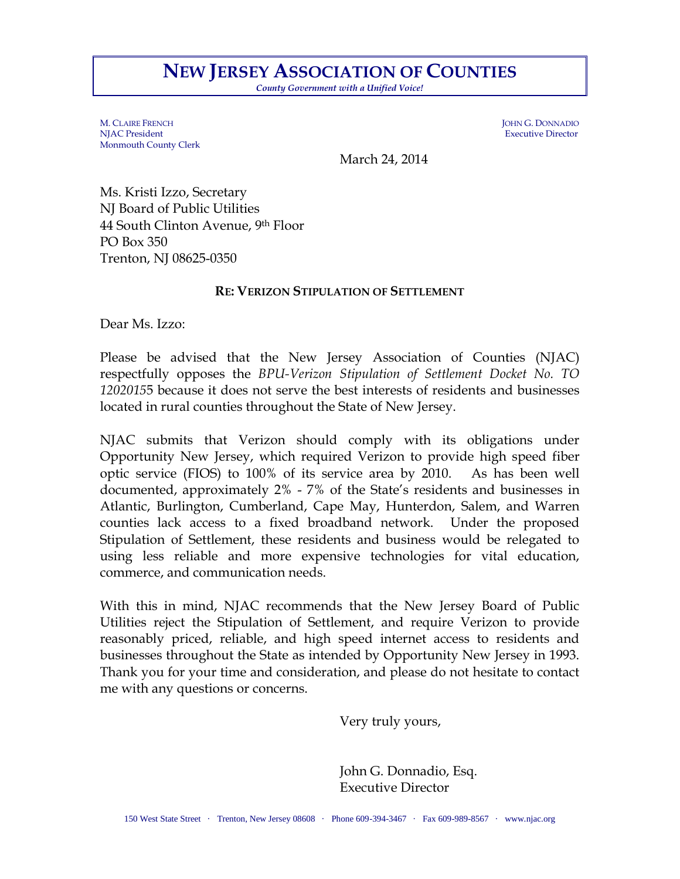# NEW JERSEY ASSOCIATION OF COUNTIES

*County Government with a Unified Voice!*

M. CLAIRE FRENCH
NJAC President
Monmouth County Clerk

JOHN G. DONNADIO
Executive Director

March 24, 2014

Ms. Kristi Izzo, Secretary
NJ Board of Public Utilities
44 South Clinton Avenue, 9th Floor
PO Box 350
Trenton, NJ 08625-0350

**RE: VERIZON STIPULATION OF SETTLEMENT**

Dear Ms. Izzo:

Please be advised that the New Jersey Association of Counties (NJAC) respectfully opposes the *BPU-Verizon Stipulation of Settlement Docket No. TO 1202015*5 because it does not serve the best interests of residents and businesses located in rural counties throughout the State of New Jersey.

NJAC submits that Verizon should comply with its obligations under Opportunity New Jersey, which required Verizon to provide high speed fiber optic service (FIOS) to 100% of its service area by 2010. As has been well documented, approximately 2% - 7% of the State's residents and businesses in Atlantic, Burlington, Cumberland, Cape May, Hunterdon, Salem, and Warren counties lack access to a fixed broadband network. Under the proposed Stipulation of Settlement, these residents and business would be relegated to using less reliable and more expensive technologies for vital education, commerce, and communication needs.

With this in mind, NJAC recommends that the New Jersey Board of Public Utilities reject the Stipulation of Settlement, and require Verizon to provide reasonably priced, reliable, and high speed internet access to residents and businesses throughout the State as intended by Opportunity New Jersey in 1993. Thank you for your time and consideration, and please do not hesitate to contact me with any questions or concerns.

Very truly yours,

John G. Donnadio, Esq.
Executive Director

150 West State Street · Trenton, New Jersey 08608 · Phone 609-394-3467 · Fax 609-989-8567 · www.njac.org